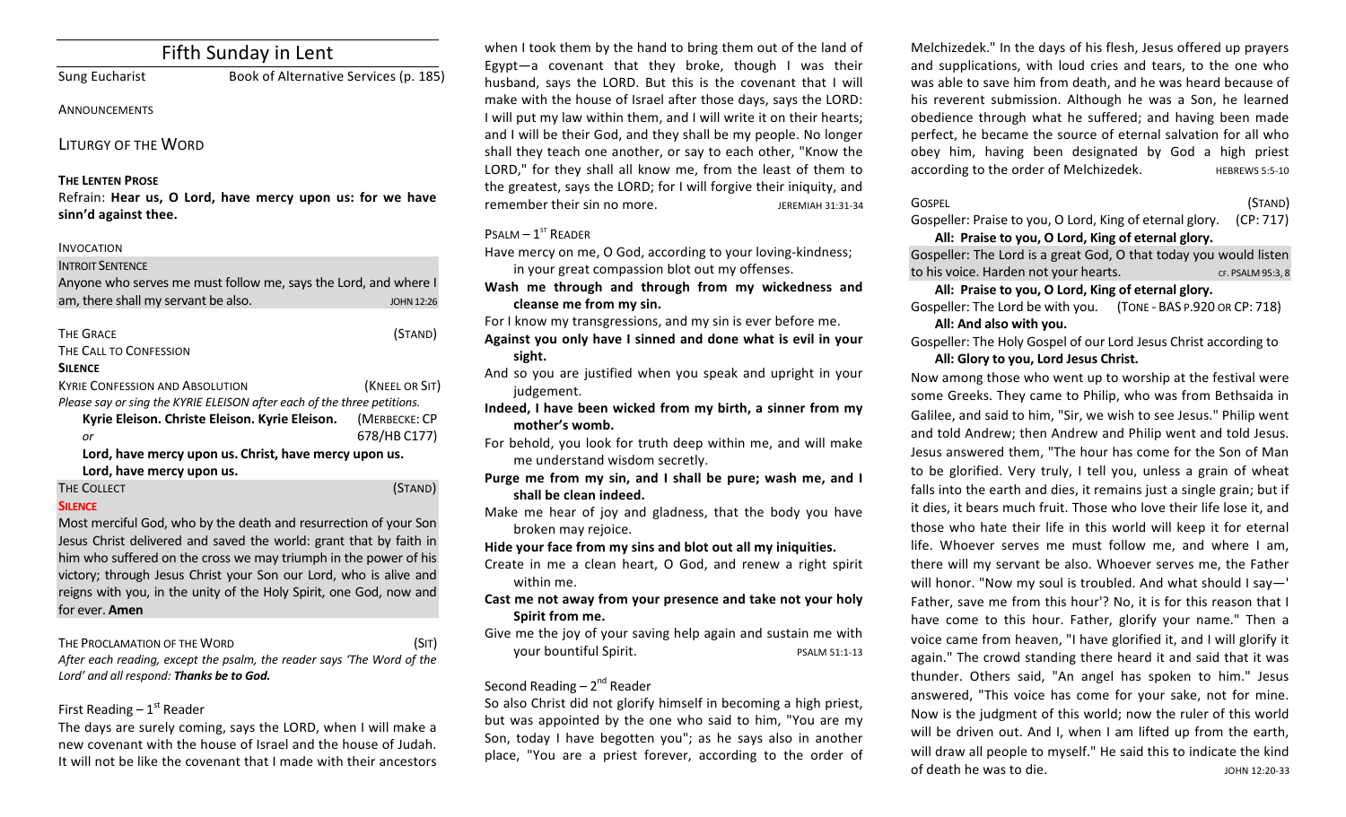# Fifth Sunday in Lent

Sung Eucharist — Book of Alternative Services (p. 185)

ANNOUNCEMENTS

## LITURGY OF THE WORD

**THE LENTEN PROSE**

Refrain: **Hear us, O Lord, have mercy upon us: for we have sinn'd against thee.**

INVOCATION

INTROIT SENTENCE

Anyone who serves me must follow me, says the Lord, and where I am, there shall my servant be also. — JOHN 12:26

THE GRACE (STAND)

THE CALL TO CONFESSION

**SILENCE**

KYRIE CONFESSION AND ABSOLUTION (KNEEL OR SIT)

*Please say or sing the KYRIE ELEISON after each of the three petitions.*

**Kyrie Eleison. Christe Eleison. Kyrie Eleison.** (MERBECKE: CP 678/HB C177)

*or*

**Lord, have mercy upon us. Christ, have mercy upon us. Lord, have mercy upon us.**

THE COLLECT (STAND)

**SILENCE**

Most merciful God, who by the death and resurrection of your Son Jesus Christ delivered and saved the world: grant that by faith in him who suffered on the cross we may triumph in the power of his victory; through Jesus Christ your Son our Lord, who is alive and reigns with you, in the unity of the Holy Spirit, one God, now and for ever. **Amen**

THE PROCLAMATION OF THE WORD (SIT)

*After each reading, except the psalm, the reader says 'The Word of the Lord' and all respond: **Thanks be to God.***

First Reading – 1st Reader

The days are surely coming, says the LORD, when I will make a new covenant with the house of Israel and the house of Judah. It will not be like the covenant that I made with their ancestors when I took them by the hand to bring them out of the land of Egypt—a covenant that they broke, though I was their husband, says the LORD. But this is the covenant that I will make with the house of Israel after those days, says the LORD: I will put my law within them, and I will write it on their hearts; and I will be their God, and they shall be my people. No longer shall they teach one another, or say to each other, "Know the LORD," for they shall all know me, from the least of them to the greatest, says the LORD; for I will forgive their iniquity, and remember their sin no more. — JEREMIAH 31:31-34

PSALM – 1ST READER

Have mercy on me, O God, according to your loving-kindness; in your great compassion blot out my offenses.

**Wash me through and through from my wickedness and cleanse me from my sin.**

For I know my transgressions, and my sin is ever before me.

**Against you only have I sinned and done what is evil in your sight.**

And so you are justified when you speak and upright in your judgement.

**Indeed, I have been wicked from my birth, a sinner from my mother's womb.**

For behold, you look for truth deep within me, and will make me understand wisdom secretly.

**Purge me from my sin, and I shall be pure; wash me, and I shall be clean indeed.**

Make me hear of joy and gladness, that the body you have broken may rejoice.

**Hide your face from my sins and blot out all my iniquities.**

Create in me a clean heart, O God, and renew a right spirit within me.

**Cast me not away from your presence and take not your holy Spirit from me.**

Give me the joy of your saving help again and sustain me with your bountiful Spirit. — PSALM 51:1-13

Second Reading – 2nd Reader

So also Christ did not glorify himself in becoming a high priest, but was appointed by the one who said to him, "You are my Son, today I have begotten you"; as he says also in another place, "You are a priest forever, according to the order of Melchizedek." In the days of his flesh, Jesus offered up prayers and supplications, with loud cries and tears, to the one who was able to save him from death, and he was heard because of his reverent submission. Although he was a Son, he learned obedience through what he suffered; and having been made perfect, he became the source of eternal salvation for all who obey him, having been designated by God a high priest according to the order of Melchizedek. — HEBREWS 5:5-10

GOSPEL (STAND)

Gospeller: Praise to you, O Lord, King of eternal glory. (CP: 717)

**All: Praise to you, O Lord, King of eternal glory.**

Gospeller: The Lord is a great God, O that today you would listen to his voice. Harden not your hearts. — CF. PSALM 95:3, 8

**All: Praise to you, O Lord, King of eternal glory.**

Gospeller: The Lord be with you. (TONE - BAS P.920 OR CP: 718)

**All: And also with you.**

Gospeller: The Holy Gospel of our Lord Jesus Christ according to

**All: Glory to you, Lord Jesus Christ.**

Now among those who went up to worship at the festival were some Greeks. They came to Philip, who was from Bethsaida in Galilee, and said to him, "Sir, we wish to see Jesus." Philip went and told Andrew; then Andrew and Philip went and told Jesus. Jesus answered them, "The hour has come for the Son of Man to be glorified. Very truly, I tell you, unless a grain of wheat falls into the earth and dies, it remains just a single grain; but if it dies, it bears much fruit. Those who love their life lose it, and those who hate their life in this world will keep it for eternal life. Whoever serves me must follow me, and where I am, there will my servant be also. Whoever serves me, the Father will honor. "Now my soul is troubled. And what should I say—' Father, save me from this hour'? No, it is for this reason that I have come to this hour. Father, glorify your name." Then a voice came from heaven, "I have glorified it, and I will glorify it again." The crowd standing there heard it and said that it was thunder. Others said, "An angel has spoken to him." Jesus answered, "This voice has come for your sake, not for mine. Now is the judgment of this world; now the ruler of this world will be driven out. And I, when I am lifted up from the earth, will draw all people to myself." He said this to indicate the kind of death he was to die. — JOHN 12:20-33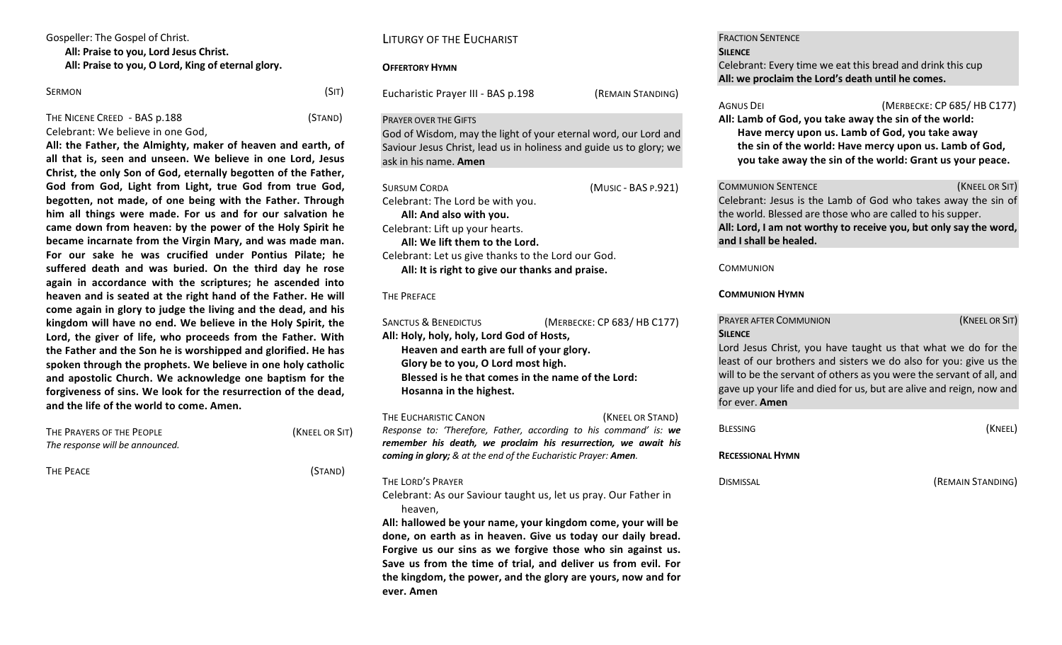Gospeller: The Gospel of Christ.

**All: Praise to you, Lord Jesus Christ.**
**All: Praise to you, O Lord, King of eternal glory.**

SERMON (SIT)

THE NICENE CREED - BAS p.188 (STAND)

Celebrant: We believe in one God,

**All: the Father, the Almighty, maker of heaven and earth, of all that is, seen and unseen. We believe in one Lord, Jesus Christ, the only Son of God, eternally begotten of the Father, God from God, Light from Light, true God from true God, begotten, not made, of one being with the Father. Through him all things were made. For us and for our salvation he came down from heaven: by the power of the Holy Spirit he became incarnate from the Virgin Mary, and was made man. For our sake he was crucified under Pontius Pilate; he suffered death and was buried. On the third day he rose again in accordance with the scriptures; he ascended into heaven and is seated at the right hand of the Father. He will come again in glory to judge the living and the dead, and his kingdom will have no end. We believe in the Holy Spirit, the Lord, the giver of life, who proceeds from the Father. With the Father and the Son he is worshipped and glorified. He has spoken through the prophets. We believe in one holy catholic and apostolic Church. We acknowledge one baptism for the forgiveness of sins. We look for the resurrection of the dead, and the life of the world to come. Amen.**

THE PRAYERS OF THE PEOPLE (KNEEL OR SIT)
*The response will be announced.*

THE PEACE (STAND)

## LITURGY OF THE EUCHARIST

**OFFERTORY HYMN**

Eucharistic Prayer III - BAS p.198 (REMAIN STANDING)

PRAYER OVER THE GIFTS

God of Wisdom, may the light of your eternal word, our Lord and Saviour Jesus Christ, lead us in holiness and guide us to glory; we ask in his name. **Amen**

SURSUM CORDA (MUSIC - BAS P.921)

Celebrant: The Lord be with you.
**All: And also with you.**
Celebrant: Lift up your hearts.
**All: We lift them to the Lord.**
Celebrant: Let us give thanks to the Lord our God.
**All: It is right to give our thanks and praise.**

THE PREFACE

SANCTUS & BENEDICTUS (MERBECKE: CP 683/ HB C177)

**All: Holy, holy, holy, Lord God of Hosts,**
**Heaven and earth are full of your glory.**
**Glory be to you, O Lord most high.**
**Blessed is he that comes in the name of the Lord:**
**Hosanna in the highest.**

THE EUCHARISTIC CANON (KNEEL OR STAND)

*Response to: 'Therefore, Father, according to his command' is:* ***we remember his death, we proclaim his resurrection, we await his coming in glory;*** *& at the end of the Eucharistic Prayer:* ***Amen.***

THE LORD'S PRAYER

Celebrant: As our Saviour taught us, let us pray. Our Father in heaven,

**All: hallowed be your name, your kingdom come, your will be done, on earth as in heaven. Give us today our daily bread. Forgive us our sins as we forgive those who sin against us. Save us from the time of trial, and deliver us from evil. For the kingdom, the power, and the glory are yours, now and for ever. Amen**

FRACTION SENTENCE

**SILENCE**

Celebrant: Every time we eat this bread and drink this cup
**All: we proclaim the Lord's death until he comes.**

AGNUS DEI (MERBECKE: CP 685/ HB C177)

**All: Lamb of God, you take away the sin of the world:**
**Have mercy upon us. Lamb of God, you take away the sin of the world: Have mercy upon us. Lamb of God, you take away the sin of the world: Grant us your peace.**

COMMUNION SENTENCE (KNEEL OR SIT)

Celebrant: Jesus is the Lamb of God who takes away the sin of the world. Blessed are those who are called to his supper.
**All: Lord, I am not worthy to receive you, but only say the word, and I shall be healed.**

COMMUNION

**COMMUNION HYMN**

PRAYER AFTER COMMUNION (KNEEL OR SIT)

**SILENCE**

Lord Jesus Christ, you have taught us that what we do for the least of our brothers and sisters we do also for you: give us the will to be the servant of others as you were the servant of all, and gave up your life and died for us, but are alive and reign, now and for ever. **Amen**

BLESSING (KNEEL)

**RECESSIONAL HYMN**

DISMISSAL (REMAIN STANDING)